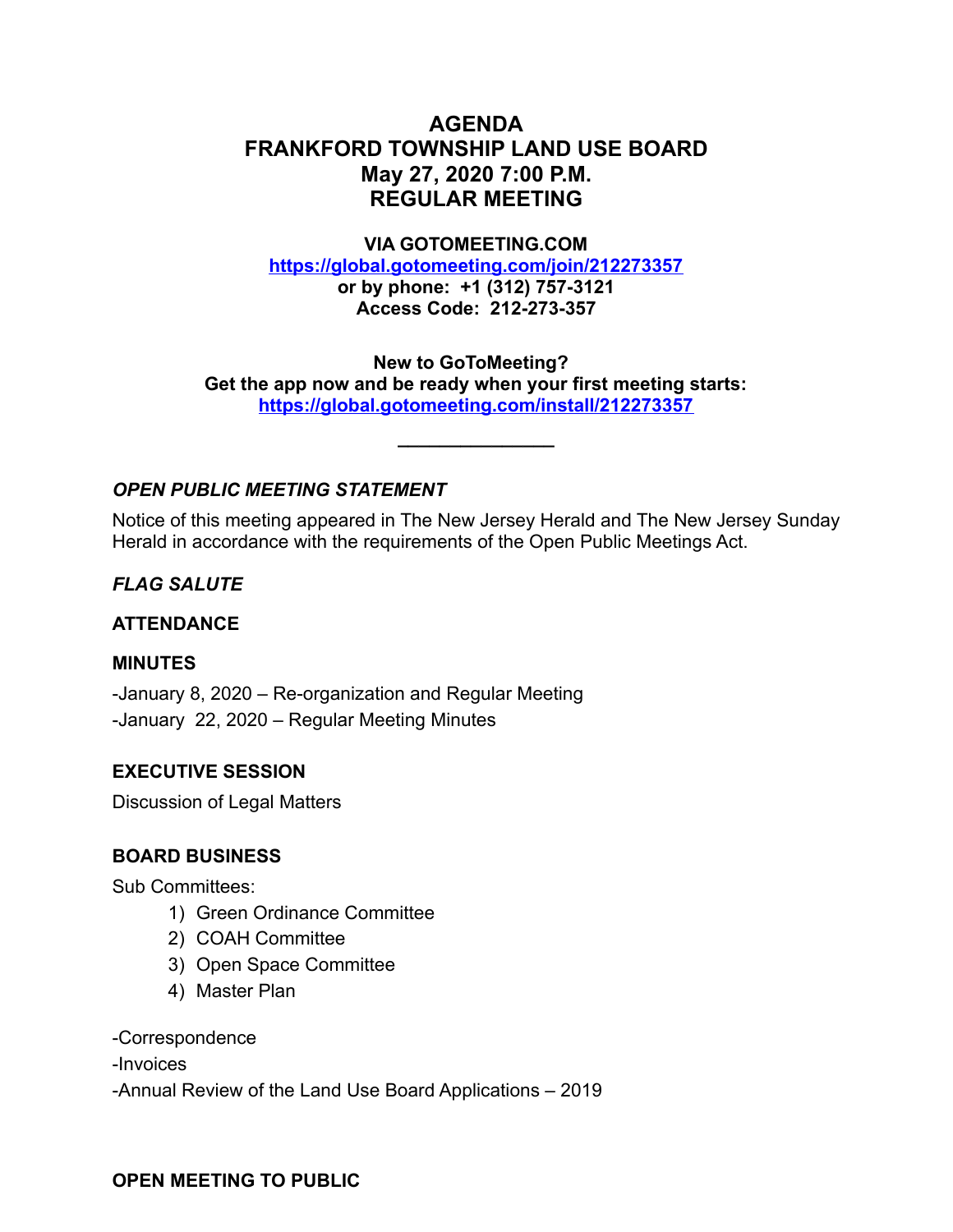# AGENDA
# FRANKFORD TOWNSHIP LAND USE BOARD
# May 27, 2020 7:00 P.M.
# REGULAR MEETING

**VIA GOTOMEETING.COM**
**https://global.gotomeeting.com/join/212273357**
**or by phone: +1 (312) 757-3121**
**Access Code: 212-273-357**

**New to GoToMeeting?**
**Get the app now and be ready when your first meeting starts:**
**https://global.gotomeeting.com/install/212273357**

---

***OPEN PUBLIC MEETING STATEMENT***

Notice of this meeting appeared in The New Jersey Herald and The New Jersey Sunday Herald in accordance with the requirements of the Open Public Meetings Act.

***FLAG SALUTE***

**ATTENDANCE**

**MINUTES**

-January 8, 2020 – Re-organization and Regular Meeting

-January 22, 2020 – Regular Meeting Minutes

**EXECUTIVE SESSION**

Discussion of Legal Matters

**BOARD BUSINESS**

Sub Committees:

1) Green Ordinance Committee
2) COAH Committee
3) Open Space Committee
4) Master Plan

-Correspondence

-Invoices

-Annual Review of the Land Use Board Applications – 2019

**OPEN MEETING TO PUBLIC**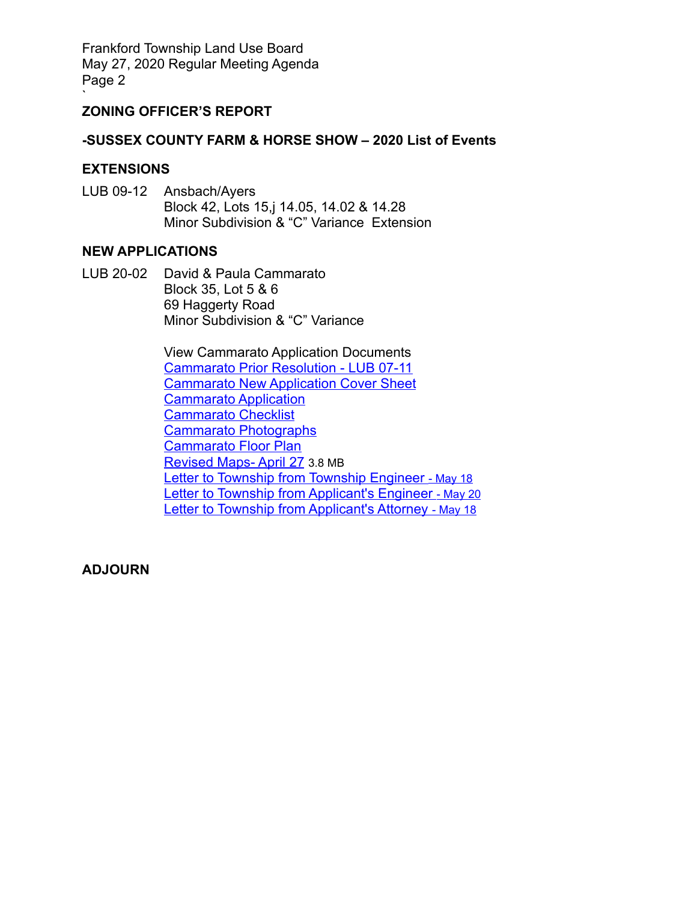**ZONING OFFICER'S REPORT**

**-SUSSEX COUNTY FARM & HORSE SHOW – 2020 List of Events**

**EXTENSIONS**

LUB 09-12 Ansbach/Ayers
Block 42, Lots 15,j 14.05, 14.02 & 14.28
Minor Subdivision & "C" Variance Extension

**NEW APPLICATIONS**

LUB 20-02 David & Paula Cammarato
Block 35, Lot 5 & 6
69 Haggerty Road
Minor Subdivision & "C" Variance

View Cammarato Application Documents
Cammarato Prior Resolution - LUB 07-11
Cammarato New Application Cover Sheet
Cammarato Application
Cammarato Checklist
Cammarato Photographs
Cammarato Floor Plan
Revised Maps- April 27 3.8 MB
Letter to Township from Township Engineer - May 18
Letter to Township from Applicant's Engineer - May 20
Letter to Township from Applicant's Attorney - May 18

**ADJOURN**